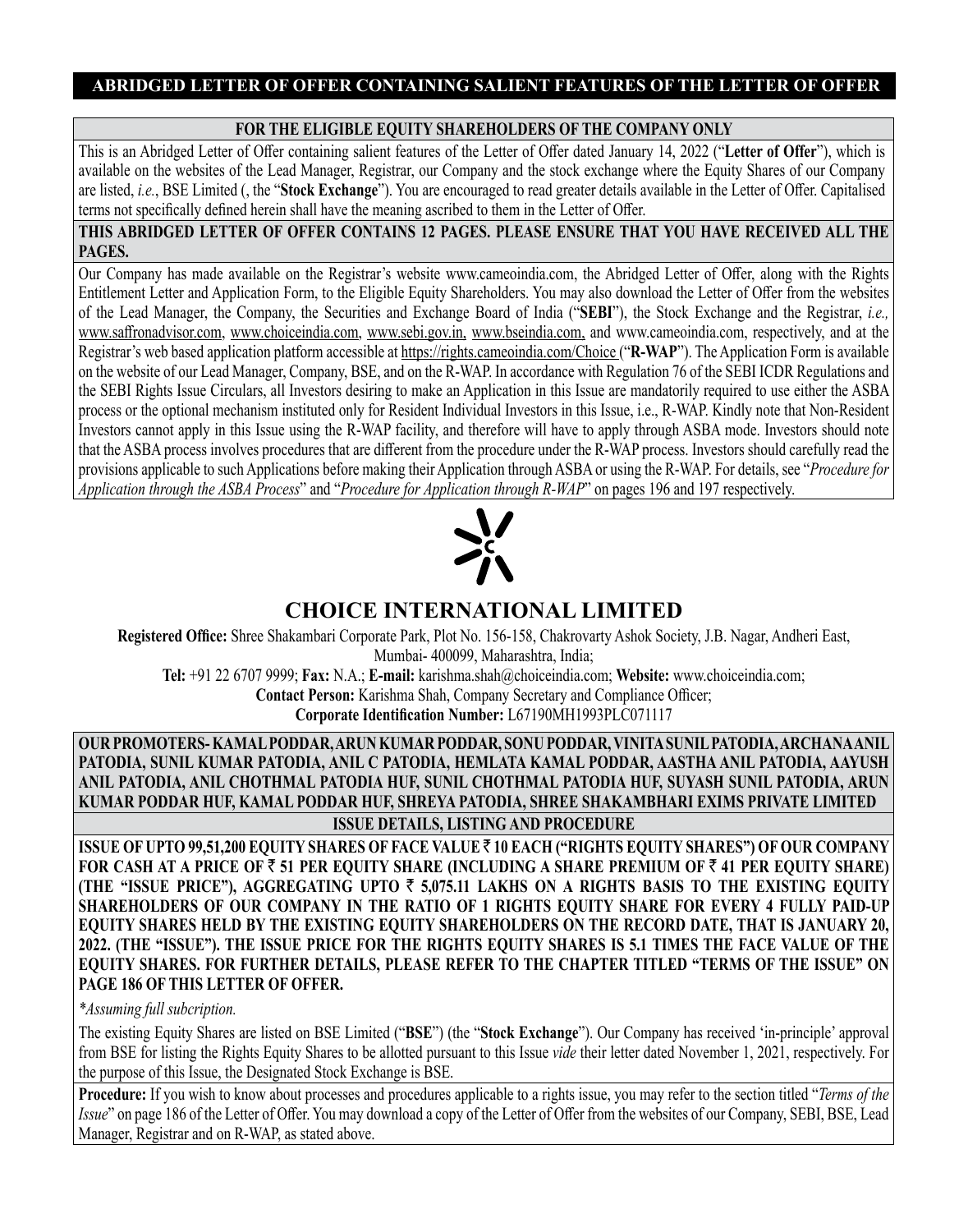# ABRIDGED LETTER OF OFFER CONTAINING SALIENT FEATURES OF THE LETTER OF OFFER

**FOR THE ELIGIBLE EQUITY SHAREHOLDERS OF THE COMPANY ONLY**

This is an Abridged Letter of Offer containing salient features of the Letter of Offer dated January 14, 2022 ("**Letter of Offer**"), which is available on the websites of the Lead Manager, Registrar, our Company and the stock exchange where the Equity Shares of our Company are listed, *i.e.*, BSE Limited (, the "**Stock Exchange**"). You are encouraged to read greater details available in the Letter of Offer. Capitalised terms not specifically defined herein shall have the meaning ascribed to them in the Letter of Offer.

**THIS ABRIDGED LETTER OF OFFER CONTAINS 12 PAGES. PLEASE ENSURE THAT YOU HAVE RECEIVED ALL THE PAGES.**

Our Company has made available on the Registrar's website www.cameoindia.com, the Abridged Letter of Offer, along with the Rights Entitlement Letter and Application Form, to the Eligible Equity Shareholders. You may also download the Letter of Offer from the websites of the Lead Manager, the Company, the Securities and Exchange Board of India ("**SEBI**"), the Stock Exchange and the Registrar, *i.e.,* www.saffronadvisor.com, www.choiceindia.com, www.sebi.gov.in, www.bseindia.com, and www.cameoindia.com, respectively, and at the Registrar's web based application platform accessible at https://rights.cameoindia.com/Choice ("**R-WAP**"). The Application Form is available on the website of our Lead Manager, Company, BSE, and on the R-WAP. In accordance with Regulation 76 of the SEBI ICDR Regulations and the SEBI Rights Issue Circulars, all Investors desiring to make an Application in this Issue are mandatorily required to use either the ASBA process or the optional mechanism instituted only for Resident Individual Investors in this Issue, i.e., R-WAP. Kindly note that Non-Resident Investors cannot apply in this Issue using the R-WAP facility, and therefore will have to apply through ASBA mode. Investors should note that the ASBA process involves procedures that are different from the procedure under the R-WAP process. Investors should carefully read the provisions applicable to such Applications before making their Application through ASBA or using the R-WAP. For details, see "*Procedure for Application through the ASBA Process*" and "*Procedure for Application through R-WAP*" on pages 196 and 197 respectively.

## CHOICE INTERNATIONAL LIMITED

**Registered Office:** Shree Shakambari Corporate Park, Plot No. 156-158, Chakrovarty Ashok Society, J.B. Nagar, Andheri East, Mumbai- 400099, Maharashtra, India;

**Tel:** +91 22 6707 9999; **Fax:** N.A.; **E-mail:** karishma.shah@choiceindia.com; **Website:** www.choiceindia.com;

**Contact Person:** Karishma Shah, Company Secretary and Compliance Officer;

**Corporate Identification Number:** L67190MH1993PLC071117

**OUR PROMOTERS- KAMAL PODDAR, ARUN KUMAR PODDAR, SONU PODDAR, VINITA SUNIL PATODIA, ARCHANA ANIL PATODIA, SUNIL KUMAR PATODIA, ANIL C PATODIA, HEMLATA KAMAL PODDAR, AASTHA ANIL PATODIA, AAYUSH ANIL PATODIA, ANIL CHOTHMAL PATODIA HUF, SUNIL CHOTHMAL PATODIA HUF, SUYASH SUNIL PATODIA, ARUN KUMAR PODDAR HUF, KAMAL PODDAR HUF, SHREYA PATODIA, SHREE SHAKAMBHARI EXIMS PRIVATE LIMITED**

**ISSUE DETAILS, LISTING AND PROCEDURE**

**ISSUE OF UPTO 99,51,200 EQUITY SHARES OF FACE VALUE ₹ 10 EACH ("RIGHTS EQUITY SHARES") OF OUR COMPANY FOR CASH AT A PRICE OF ₹ 51 PER EQUITY SHARE (INCLUDING A SHARE PREMIUM OF ₹ 41 PER EQUITY SHARE) (THE "ISSUE PRICE"), AGGREGATING UPTO ₹ 5,075.11 LAKHS ON A RIGHTS BASIS TO THE EXISTING EQUITY SHAREHOLDERS OF OUR COMPANY IN THE RATIO OF 1 RIGHTS EQUITY SHARE FOR EVERY 4 FULLY PAID-UP EQUITY SHARES HELD BY THE EXISTING EQUITY SHAREHOLDERS ON THE RECORD DATE, THAT IS JANUARY 20, 2022. (THE "ISSUE"). THE ISSUE PRICE FOR THE RIGHTS EQUITY SHARES IS 5.1 TIMES THE FACE VALUE OF THE EQUITY SHARES. FOR FURTHER DETAILS, PLEASE REFER TO THE CHAPTER TITLED "TERMS OF THE ISSUE" ON PAGE 186 OF THIS LETTER OF OFFER.**

*\*Assuming full subcription.*

The existing Equity Shares are listed on BSE Limited ("**BSE**") (the "**Stock Exchange**"). Our Company has received 'in-principle' approval from BSE for listing the Rights Equity Shares to be allotted pursuant to this Issue *vide* their letter dated November 1, 2021, respectively. For the purpose of this Issue, the Designated Stock Exchange is BSE.

**Procedure:** If you wish to know about processes and procedures applicable to a rights issue, you may refer to the section titled "*Terms of the Issue*" on page 186 of the Letter of Offer. You may download a copy of the Letter of Offer from the websites of our Company, SEBI, BSE, Lead Manager, Registrar and on R-WAP, as stated above.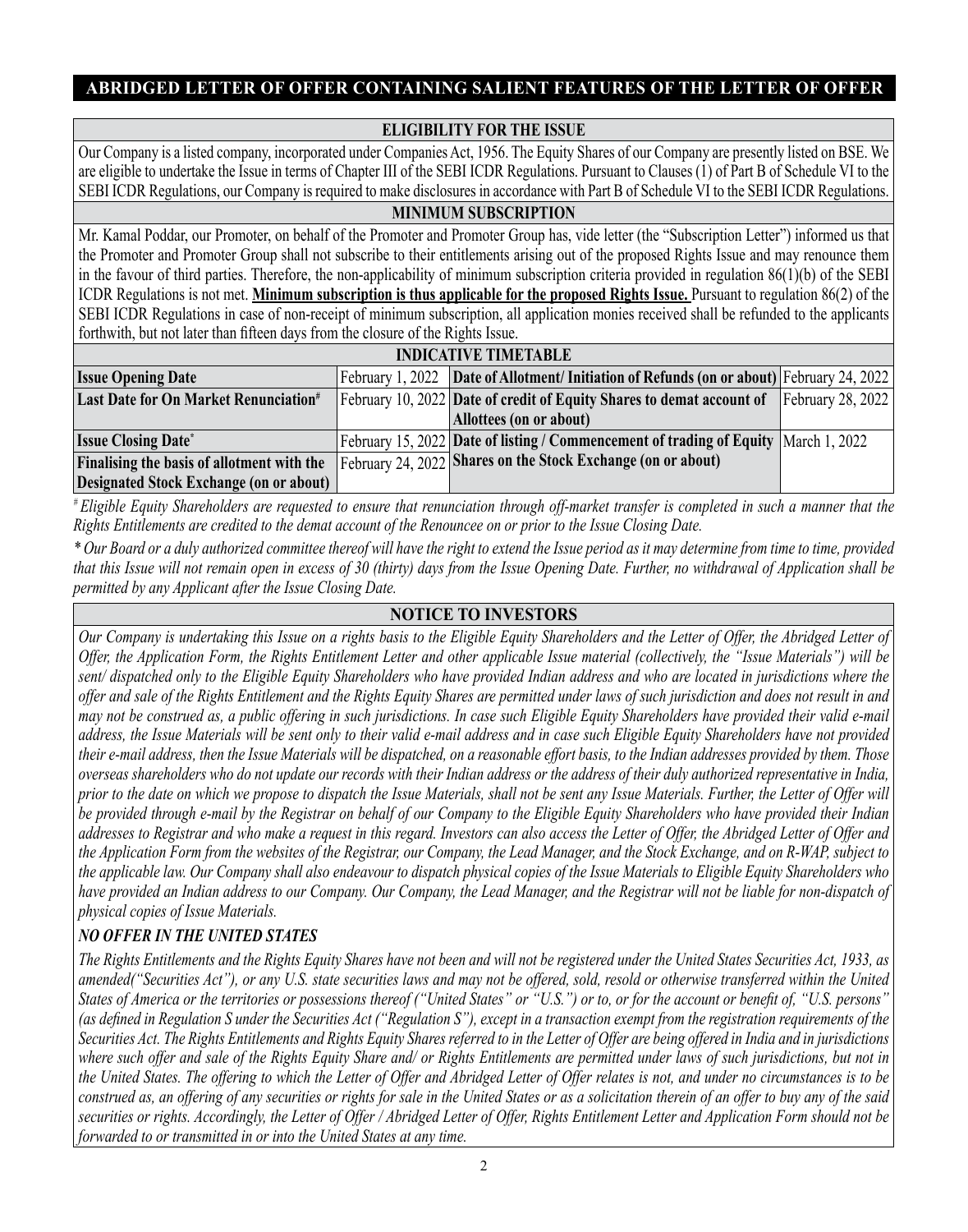## ABRIDGED LETTER OF OFFER CONTAINING SALIENT FEATURES OF THE LETTER OF OFFER

### ELIGIBILITY FOR THE ISSUE

Our Company is a listed company, incorporated under Companies Act, 1956. The Equity Shares of our Company are presently listed on BSE. We are eligible to undertake the Issue in terms of Chapter III of the SEBI ICDR Regulations. Pursuant to Clauses (1) of Part B of Schedule VI to the SEBI ICDR Regulations, our Company is required to make disclosures in accordance with Part B of Schedule VI to the SEBI ICDR Regulations.

### MINIMUM SUBSCRIPTION

Mr. Kamal Poddar, our Promoter, on behalf of the Promoter and Promoter Group has, vide letter (the "Subscription Letter") informed us that the Promoter and Promoter Group shall not subscribe to their entitlements arising out of the proposed Rights Issue and may renounce them in the favour of third parties. Therefore, the non-applicability of minimum subscription criteria provided in regulation 86(1)(b) of the SEBI ICDR Regulations is not met. **Minimum subscription is thus applicable for the proposed Rights Issue.** Pursuant to regulation 86(2) of the SEBI ICDR Regulations in case of non-receipt of minimum subscription, all application monies received shall be refunded to the applicants forthwith, but not later than fifteen days from the closure of the Rights Issue.

### INDICATIVE TIMETABLE

| **Issue Opening Date** | February 1, 2022 | **Date of Allotment/ Initiation of Refunds (on or about)** | February 24, 2022 |
|---|---|---|---|
| **Last Date for On Market Renunciation#** | February 10, 2022 | **Date of credit of Equity Shares to demat account of Allottees (on or about)** | February 28, 2022 |
| **Issue Closing Date*** | February 15, 2022 | **Date of listing / Commencement of trading of Equity Shares on the Stock Exchange (on or about)** | March 1, 2022 |
| **Finalising the basis of allotment with the Designated Stock Exchange (on or about)** | February 24, 2022 | | |

*# Eligible Equity Shareholders are requested to ensure that renunciation through off-market transfer is completed in such a manner that the Rights Entitlements are credited to the demat account of the Renouncee on or prior to the Issue Closing Date.*

*\* Our Board or a duly authorized committee thereof will have the right to extend the Issue period as it may determine from time to time, provided that this Issue will not remain open in excess of 30 (thirty) days from the Issue Opening Date. Further, no withdrawal of Application shall be permitted by any Applicant after the Issue Closing Date.*

### NOTICE TO INVESTORS

*Our Company is undertaking this Issue on a rights basis to the Eligible Equity Shareholders and the Letter of Offer, the Abridged Letter of Offer, the Application Form, the Rights Entitlement Letter and other applicable Issue material (collectively, the "Issue Materials") will be sent/ dispatched only to the Eligible Equity Shareholders who have provided Indian address and who are located in jurisdictions where the offer and sale of the Rights Entitlement and the Rights Equity Shares are permitted under laws of such jurisdiction and does not result in and may not be construed as, a public offering in such jurisdictions. In case such Eligible Equity Shareholders have provided their valid e-mail address, the Issue Materials will be sent only to their valid e-mail address and in case such Eligible Equity Shareholders have not provided their e-mail address, then the Issue Materials will be dispatched, on a reasonable effort basis, to the Indian addresses provided by them. Those overseas shareholders who do not update our records with their Indian address or the address of their duly authorized representative in India, prior to the date on which we propose to dispatch the Issue Materials, shall not be sent any Issue Materials. Further, the Letter of Offer will be provided through e-mail by the Registrar on behalf of our Company to the Eligible Equity Shareholders who have provided their Indian addresses to Registrar and who make a request in this regard. Investors can also access the Letter of Offer, the Abridged Letter of Offer and the Application Form from the websites of the Registrar, our Company, the Lead Manager, and the Stock Exchange, and on R-WAP, subject to the applicable law. Our Company shall also endeavour to dispatch physical copies of the Issue Materials to Eligible Equity Shareholders who have provided an Indian address to our Company. Our Company, the Lead Manager, and the Registrar will not be liable for non-dispatch of physical copies of Issue Materials.*

***NO OFFER IN THE UNITED STATES***

*The Rights Entitlements and the Rights Equity Shares have not been and will not be registered under the United States Securities Act, 1933, as amended("Securities Act"), or any U.S. state securities laws and may not be offered, sold, resold or otherwise transferred within the United States of America or the territories or possessions thereof ("United States" or "U.S.") or to, or for the account or benefit of, "U.S. persons" (as defined in Regulation S under the Securities Act ("Regulation S"), except in a transaction exempt from the registration requirements of the Securities Act. The Rights Entitlements and Rights Equity Shares referred to in the Letter of Offer are being offered in India and in jurisdictions where such offer and sale of the Rights Equity Share and/ or Rights Entitlements are permitted under laws of such jurisdictions, but not in the United States. The offering to which the Letter of Offer and Abridged Letter of Offer relates is not, and under no circumstances is to be construed as, an offering of any securities or rights for sale in the United States or as a solicitation therein of an offer to buy any of the said securities or rights. Accordingly, the Letter of Offer / Abridged Letter of Offer, Rights Entitlement Letter and Application Form should not be forwarded to or transmitted in or into the United States at any time.*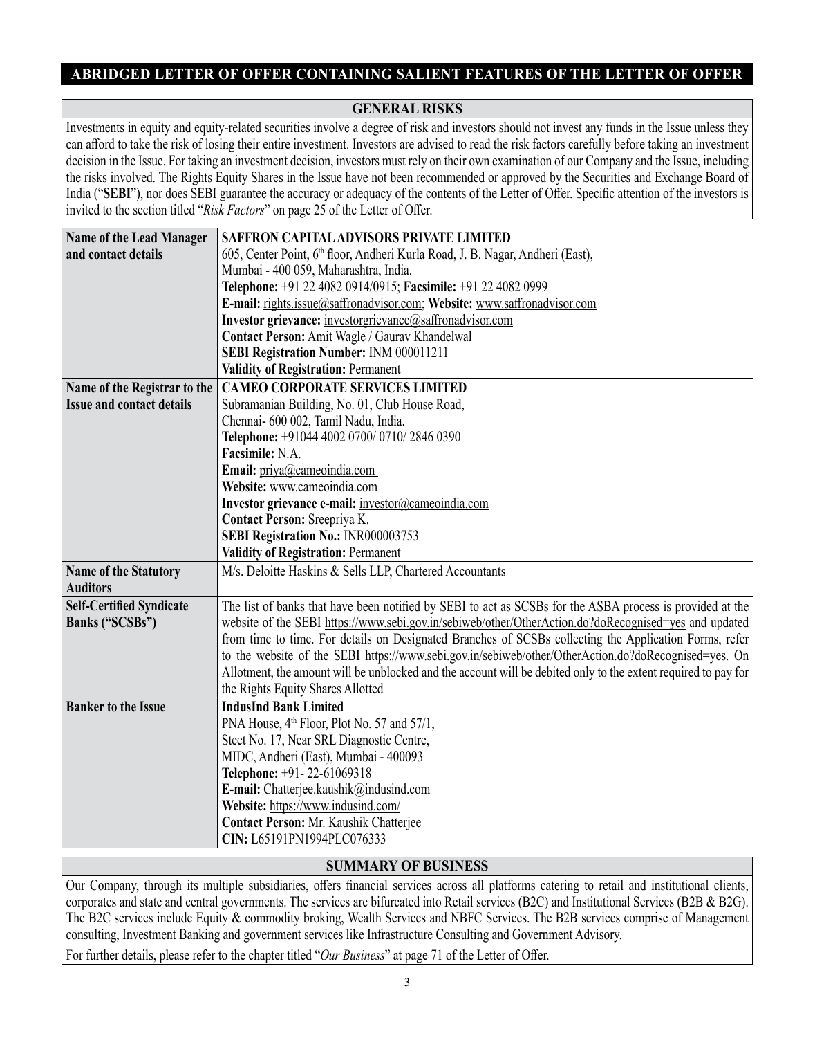# ABRIDGED LETTER OF OFFER CONTAINING SALIENT FEATURES OF THE LETTER OF OFFER

## GENERAL RISKS

Investments in equity and equity-related securities involve a degree of risk and investors should not invest any funds in the Issue unless they can afford to take the risk of losing their entire investment. Investors are advised to read the risk factors carefully before taking an investment decision in the Issue. For taking an investment decision, investors must rely on their own examination of our Company and the Issue, including the risks involved. The Rights Equity Shares in the Issue have not been recommended or approved by the Securities and Exchange Board of India ("**SEBI**"), nor does SEBI guarantee the accuracy or adequacy of the contents of the Letter of Offer. Specific attention of the investors is invited to the section titled "*Risk Factors*" on page 25 of the Letter of Offer.

| | |
|---|---|
| **Name of the Lead Manager and contact details** | **SAFFRON CAPITAL ADVISORS PRIVATE LIMITED**<br>605, Center Point, 6th floor, Andheri Kurla Road, J. B. Nagar, Andheri (East),<br>Mumbai - 400 059, Maharashtra, India.<br>**Telephone:** +91 22 4082 0914/0915; **Facsimile:** +91 22 4082 0999<br>**E-mail:** rights.issue@saffronadvisor.com; **Website:** www.saffronadvisor.com<br>**Investor grievance:** investorgrievance@saffronadvisor.com<br>**Contact Person:** Amit Wagle / Gaurav Khandelwal<br>**SEBI Registration Number:** INM 000011211<br>**Validity of Registration:** Permanent |
| **Name of the Registrar to the Issue and contact details** | **CAMEO CORPORATE SERVICES LIMITED**<br>Subramanian Building, No. 01, Club House Road,<br>Chennai- 600 002, Tamil Nadu, India.<br>**Telephone:** +91044 4002 0700/ 0710/ 2846 0390<br>**Facsimile:** N.A.<br>**Email:** priya@cameoindia.com<br>**Website:** www.cameoindia.com<br>**Investor grievance e-mail:** investor@cameoindia.com<br>**Contact Person:** Sreepriya K.<br>**SEBI Registration No.:** INR000003753<br>**Validity of Registration:** Permanent |
| **Name of the Statutory Auditors** | M/s. Deloitte Haskins & Sells LLP, Chartered Accountants |
| **Self-Certified Syndicate Banks ("SCSBs")** | The list of banks that have been notified by SEBI to act as SCSBs for the ASBA process is provided at the website of the SEBI https://www.sebi.gov.in/sebiweb/other/OtherAction.do?doRecognised=yes and updated from time to time. For details on Designated Branches of SCSBs collecting the Application Forms, refer to the website of the SEBI https://www.sebi.gov.in/sebiweb/other/OtherAction.do?doRecognised=yes. On Allotment, the amount will be unblocked and the account will be debited only to the extent required to pay for the Rights Equity Shares Allotted |
| **Banker to the Issue** | **IndusInd Bank Limited**<br>PNA House, 4th Floor, Plot No. 57 and 57/1,<br>Steet No. 17, Near SRL Diagnostic Centre,<br>MIDC, Andheri (East), Mumbai - 400093<br>**Telephone:** +91- 22-61069318<br>**E-mail:** Chatterjee.kaushik@indusind.com<br>**Website:** https://www.indusind.com/<br>**Contact Person:** Mr. Kaushik Chatterjee<br>**CIN:** L65191PN1994PLC076333 |

## SUMMARY OF BUSINESS

Our Company, through its multiple subsidiaries, offers financial services across all platforms catering to retail and institutional clients, corporates and state and central governments. The services are bifurcated into Retail services (B2C) and Institutional Services (B2B & B2G). The B2C services include Equity & commodity broking, Wealth Services and NBFC Services. The B2B services comprise of Management consulting, Investment Banking and government services like Infrastructure Consulting and Government Advisory.

For further details, please refer to the chapter titled "*Our Business*" at page 71 of the Letter of Offer.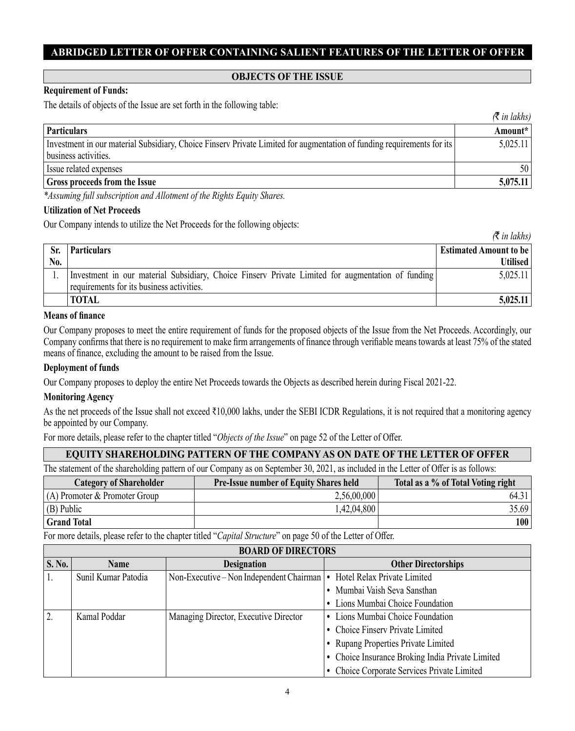# ABRIDGED LETTER OF OFFER CONTAINING SALIENT FEATURES OF THE LETTER OF OFFER

## OBJECTS OF THE ISSUE

**Requirement of Funds:**

The details of objects of the Issue are set forth in the following table:

*(₹ in lakhs)*

| Particulars | Amount* |
|---|---|
| Investment in our material Subsidiary, Choice Finserv Private Limited for augmentation of funding requirements for its business activities. | 5,025.11 |
| Issue related expenses | 50 |
| **Gross proceeds from the Issue** | **5,075.11** |

*\*Assuming full subscription and Allotment of the Rights Equity Shares.*

**Utilization of Net Proceeds**

Our Company intends to utilize the Net Proceeds for the following objects:

*(₹ in lakhs)*

| Sr. No. | Particulars | Estimated Amount to be Utilised |
|---|---|---|
| 1. | Investment in our material Subsidiary, Choice Finserv Private Limited for augmentation of funding requirements for its business activities. | 5,025.11 |
| | **TOTAL** | **5,025.11** |

**Means of finance**

Our Company proposes to meet the entire requirement of funds for the proposed objects of the Issue from the Net Proceeds. Accordingly, our Company confirms that there is no requirement to make firm arrangements of finance through verifiable means towards at least 75% of the stated means of finance, excluding the amount to be raised from the Issue.

**Deployment of funds**

Our Company proposes to deploy the entire Net Proceeds towards the Objects as described herein during Fiscal 2021-22.

**Monitoring Agency**

As the net proceeds of the Issue shall not exceed ₹10,000 lakhs, under the SEBI ICDR Regulations, it is not required that a monitoring agency be appointed by our Company.

For more details, please refer to the chapter titled "*Objects of the Issue*" on page 52 of the Letter of Offer.

## EQUITY SHAREHOLDING PATTERN OF THE COMPANY AS ON DATE OF THE LETTER OF OFFER

The statement of the shareholding pattern of our Company as on September 30, 2021, as included in the Letter of Offer is as follows:

| Category of Shareholder | Pre-Issue number of Equity Shares held | Total as a % of Total Voting right |
|---|---|---|
| (A) Promoter & Promoter Group | 2,56,00,000 | 64.31 |
| (B) Public | 1,42,04,800 | 35.69 |
| **Grand Total** | | **100** |

For more details, please refer to the chapter titled "*Capital Structure*" on page 50 of the Letter of Offer.

## BOARD OF DIRECTORS

| S. No. | Name | Designation | Other Directorships |
|---|---|---|---|
| 1. | Sunil Kumar Patodia | Non-Executive – Non Independent Chairman | • Hotel Relax Private Limited<br>• Mumbai Vaish Seva Sansthan<br>• Lions Mumbai Choice Foundation |
| 2. | Kamal Poddar | Managing Director, Executive Director | • Lions Mumbai Choice Foundation<br>• Choice Finserv Private Limited<br>• Rupang Properties Private Limited<br>• Choice Insurance Broking India Private Limited<br>• Choice Corporate Services Private Limited |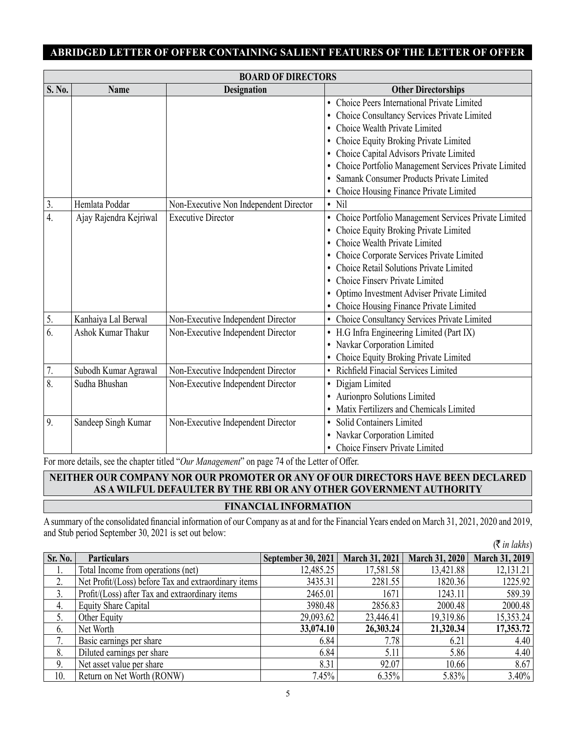## ABRIDGED LETTER OF OFFER CONTAINING SALIENT FEATURES OF THE LETTER OF OFFER

| BOARD OF DIRECTORS | | | |
|---|---|---|---|
| **S. No.** | **Name** | **Designation** | **Other Directorships** |
| | | | • Choice Peers International Private Limited<br>• Choice Consultancy Services Private Limited<br>• Choice Wealth Private Limited<br>• Choice Equity Broking Private Limited<br>• Choice Capital Advisors Private Limited<br>• Choice Portfolio Management Services Private Limited<br>• Samank Consumer Products Private Limited<br>• Choice Housing Finance Private Limited |
| 3. | Hemlata Poddar | Non-Executive Non Independent Director | • Nil |
| 4. | Ajay Rajendra Kejriwal | Executive Director | • Choice Portfolio Management Services Private Limited<br>• Choice Equity Broking Private Limited<br>• Choice Wealth Private Limited<br>• Choice Corporate Services Private Limited<br>• Choice Retail Solutions Private Limited<br>• Choice Finserv Private Limited<br>• Optimo Investment Adviser Private Limited<br>• Choice Housing Finance Private Limited |
| 5. | Kanhaiya Lal Berwal | Non-Executive Independent Director | • Choice Consultancy Services Private Limited |
| 6. | Ashok Kumar Thakur | Non-Executive Independent Director | • H.G Infra Engineering Limited (Part IX)<br>• Navkar Corporation Limited<br>• Choice Equity Broking Private Limited |
| 7. | Subodh Kumar Agrawal | Non-Executive Independent Director | • Richfield Finacial Services Limited |
| 8. | Sudha Bhushan | Non-Executive Independent Director | • Digjam Limited<br>• Aurionpro Solutions Limited<br>• Matix Fertilizers and Chemicals Limited |
| 9. | Sandeep Singh Kumar | Non-Executive Independent Director | • Solid Containers Limited<br>• Navkar Corporation Limited<br>• Choice Finserv Private Limited |

For more details, see the chapter titled "*Our Management*" on page 74 of the Letter of Offer.

### NEITHER OUR COMPANY NOR OUR PROMOTER OR ANY OF OUR DIRECTORS HAVE BEEN DECLARED AS A WILFUL DEFAULTER BY THE RBI OR ANY OTHER GOVERNMENT AUTHORITY

### FINANCIAL INFORMATION

A summary of the consolidated financial information of our Company as at and for the Financial Years ended on March 31, 2021, 2020 and 2019, and Stub period September 30, 2021 is set out below:

(₹ *in lakhs*)

| Sr. No. | Particulars | September 30, 2021 | March 31, 2021 | March 31, 2020 | March 31, 2019 |
|---|---|---|---|---|---|
| 1. | Total Income from operations (net) | 12,485.25 | 17,581.58 | 13,421.88 | 12,131.21 |
| 2. | Net Profit/(Loss) before Tax and extraordinary items | 3435.31 | 2281.55 | 1820.36 | 1225.92 |
| 3. | Profit/(Loss) after Tax and extraordinary items | 2465.01 | 1671 | 1243.11 | 589.39 |
| 4. | Equity Share Capital | 3980.48 | 2856.83 | 2000.48 | 2000.48 |
| 5. | Other Equity | 29,093.62 | 23,446.41 | 19,319.86 | 15,353.24 |
| 6. | Net Worth | **33,074.10** | **26,303.24** | **21,320.34** | **17,353.72** |
| 7. | Basic earnings per share | 6.84 | 7.78 | 6.21 | 4.40 |
| 8. | Diluted earnings per share | 6.84 | 5.11 | 5.86 | 4.40 |
| 9. | Net asset value per share | 8.31 | 92.07 | 10.66 | 8.67 |
| 10. | Return on Net Worth (RONW) | 7.45% | 6.35% | 5.83% | 3.40% |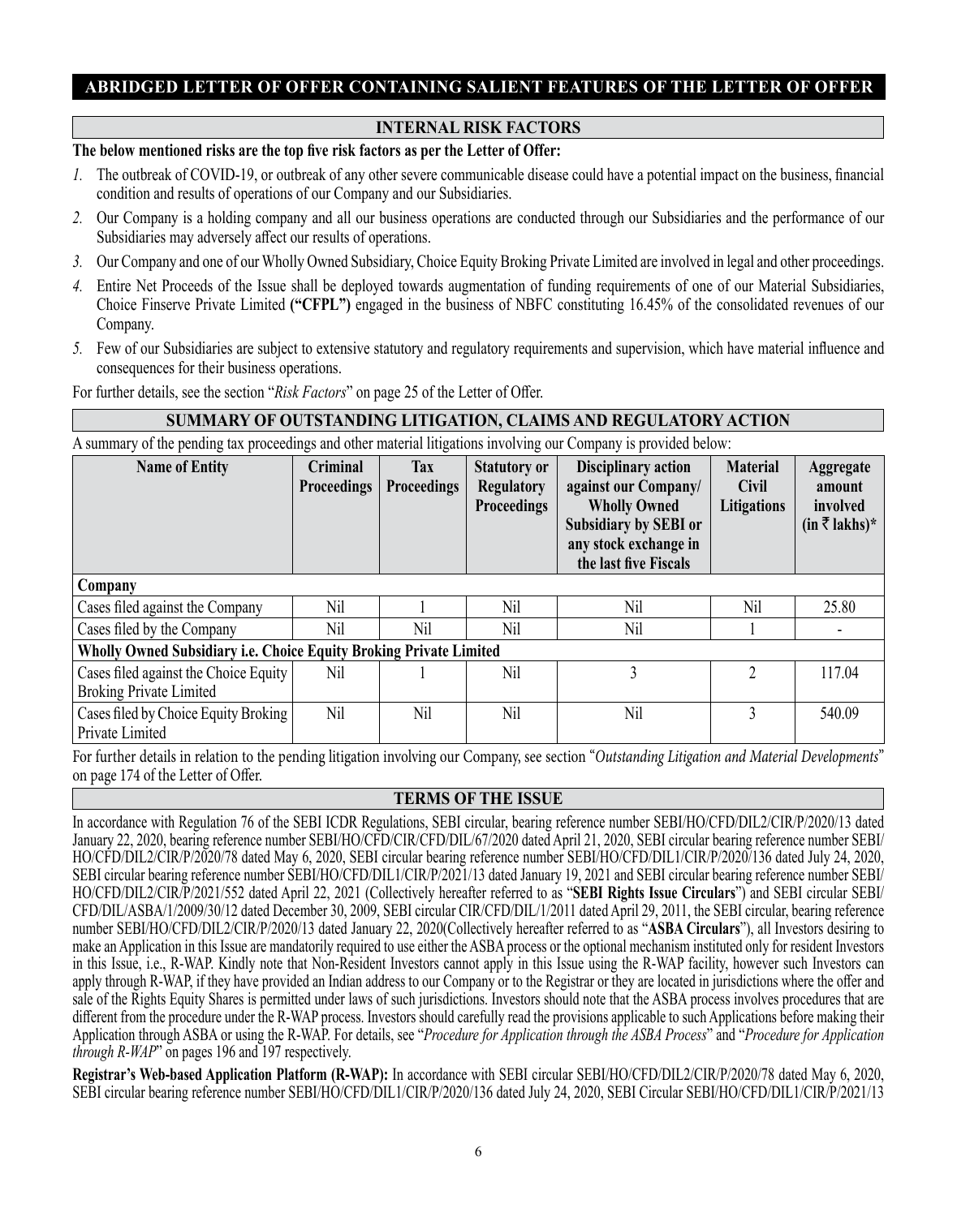# ABRIDGED LETTER OF OFFER CONTAINING SALIENT FEATURES OF THE LETTER OF OFFER

## INTERNAL RISK FACTORS

**The below mentioned risks are the top five risk factors as per the Letter of Offer:**

1. The outbreak of COVID-19, or outbreak of any other severe communicable disease could have a potential impact on the business, financial condition and results of operations of our Company and our Subsidiaries.
2. Our Company is a holding company and all our business operations are conducted through our Subsidiaries and the performance of our Subsidiaries may adversely affect our results of operations.
3. Our Company and one of our Wholly Owned Subsidiary, Choice Equity Broking Private Limited are involved in legal and other proceedings.
4. Entire Net Proceeds of the Issue shall be deployed towards augmentation of funding requirements of one of our Material Subsidiaries, Choice Finserve Private Limited **("CFPL")** engaged in the business of NBFC constituting 16.45% of the consolidated revenues of our Company.
5. Few of our Subsidiaries are subject to extensive statutory and regulatory requirements and supervision, which have material influence and consequences for their business operations.

For further details, see the section "*Risk Factors*" on page 25 of the Letter of Offer.

## SUMMARY OF OUTSTANDING LITIGATION, CLAIMS AND REGULATORY ACTION

A summary of the pending tax proceedings and other material litigations involving our Company is provided below:

| Name of Entity | Criminal Proceedings | Tax Proceedings | Statutory or Regulatory Proceedings | Disciplinary action against our Company/ Wholly Owned Subsidiary by SEBI or any stock exchange in the last five Fiscals | Material Civil Litigations | Aggregate amount involved (in ₹ lakhs)* |
|---|---|---|---|---|---|---|
| **Company** | | | | | | |
| Cases filed against the Company | Nil | 1 | Nil | Nil | Nil | 25.80 |
| Cases filed by the Company | Nil | Nil | Nil | Nil | 1 | - |
| **Wholly Owned Subsidiary i.e. Choice Equity Broking Private Limited** | | | | | | |
| Cases filed against the Choice Equity Broking Private Limited | Nil | 1 | Nil | 3 | 2 | 117.04 |
| Cases filed by Choice Equity Broking Private Limited | Nil | Nil | Nil | Nil | 3 | 540.09 |

For further details in relation to the pending litigation involving our Company, see section "*Outstanding Litigation and Material Developments*" on page 174 of the Letter of Offer.

## TERMS OF THE ISSUE

In accordance with Regulation 76 of the SEBI ICDR Regulations, SEBI circular, bearing reference number SEBI/HO/CFD/DIL2/CIR/P/2020/13 dated January 22, 2020, bearing reference number SEBI/HO/CFD/CIR/CFD/DIL/67/2020 dated April 21, 2020, SEBI circular bearing reference number SEBI/HO/CFD/DIL2/CIR/P/2020/78 dated May 6, 2020, SEBI circular bearing reference number SEBI/HO/CFD/DIL1/CIR/P/2020/136 dated July 24, 2020, SEBI circular bearing reference number SEBI/HO/CFD/DIL1/CIR/P/2021/13 dated January 19, 2021 and SEBI circular bearing reference number SEBI/HO/CFD/DIL2/CIR/P/2021/552 dated April 22, 2021 (Collectively hereafter referred to as "**SEBI Rights Issue Circulars**") and SEBI circular SEBI/CFD/DIL/ASBA/1/2009/30/12 dated December 30, 2009, SEBI circular CIR/CFD/DIL/1/2011 dated April 29, 2011, the SEBI circular, bearing reference number SEBI/HO/CFD/DIL2/CIR/P/2020/13 dated January 22, 2020(Collectively hereafter referred to as "**ASBA Circulars**"), all Investors desiring to make an Application in this Issue are mandatorily required to use either the ASBA process or the optional mechanism instituted only for resident Investors in this Issue, i.e., R-WAP. Kindly note that Non-Resident Investors cannot apply in this Issue using the R-WAP facility, however such Investors can apply through R-WAP, if they have provided an Indian address to our Company or to the Registrar or they are located in jurisdictions where the offer and sale of the Rights Equity Shares is permitted under laws of such jurisdictions. Investors should note that the ASBA process involves procedures that are different from the procedure under the R-WAP process. Investors should carefully read the provisions applicable to such Applications before making their Application through ASBA or using the R-WAP. For details, see "*Procedure for Application through the ASBA Process*" and "*Procedure for Application through R-WAP*" on pages 196 and 197 respectively.

**Registrar's Web-based Application Platform (R-WAP):** In accordance with SEBI circular SEBI/HO/CFD/DIL2/CIR/P/2020/78 dated May 6, 2020, SEBI circular bearing reference number SEBI/HO/CFD/DIL1/CIR/P/2020/136 dated July 24, 2020, SEBI Circular SEBI/HO/CFD/DIL1/CIR/P/2021/13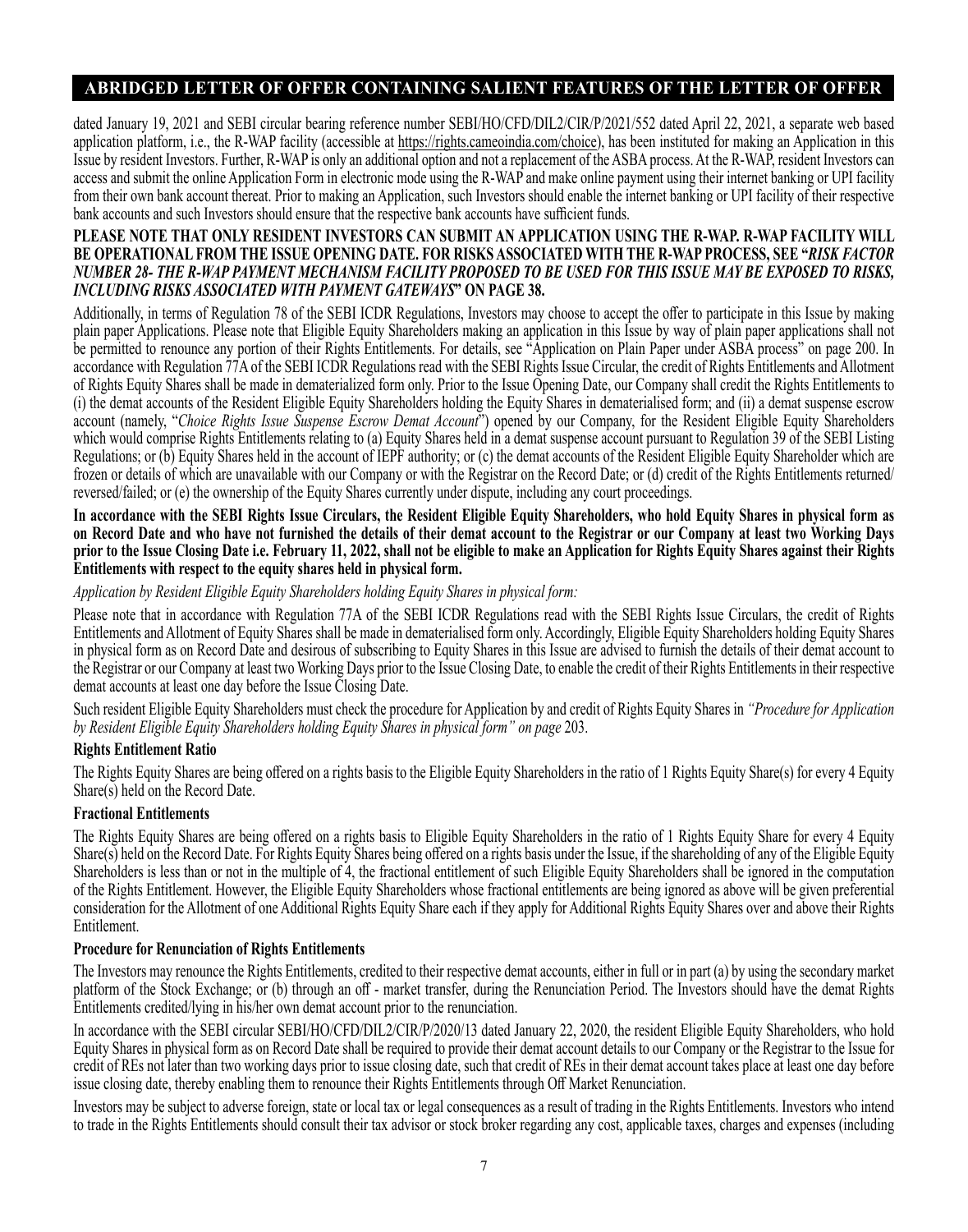dated January 19, 2021 and SEBI circular bearing reference number SEBI/HO/CFD/DIL2/CIR/P/2021/552 dated April 22, 2021, a separate web based application platform, i.e., the R-WAP facility (accessible at https://rights.cameoindia.com/choice), has been instituted for making an Application in this Issue by resident Investors. Further, R-WAP is only an additional option and not a replacement of the ASBA process. At the R-WAP, resident Investors can access and submit the online Application Form in electronic mode using the R-WAP and make online payment using their internet banking or UPI facility from their own bank account thereat. Prior to making an Application, such Investors should enable the internet banking or UPI facility of their respective bank accounts and such Investors should ensure that the respective bank accounts have sufficient funds.

**PLEASE NOTE THAT ONLY RESIDENT INVESTORS CAN SUBMIT AN APPLICATION USING THE R-WAP. R-WAP FACILITY WILL BE OPERATIONAL FROM THE ISSUE OPENING DATE. FOR RISKS ASSOCIATED WITH THE R-WAP PROCESS, SEE "*RISK FACTOR NUMBER 28- THE R-WAP PAYMENT MECHANISM FACILITY PROPOSED TO BE USED FOR THIS ISSUE MAY BE EXPOSED TO RISKS, INCLUDING RISKS ASSOCIATED WITH PAYMENT GATEWAYS*" ON PAGE 38.**

Additionally, in terms of Regulation 78 of the SEBI ICDR Regulations, Investors may choose to accept the offer to participate in this Issue by making plain paper Applications. Please note that Eligible Equity Shareholders making an application in this Issue by way of plain paper applications shall not be permitted to renounce any portion of their Rights Entitlements. For details, see "Application on Plain Paper under ASBA process" on page 200. In accordance with Regulation 77A of the SEBI ICDR Regulations read with the SEBI Rights Issue Circular, the credit of Rights Entitlements and Allotment of Rights Equity Shares shall be made in dematerialized form only. Prior to the Issue Opening Date, our Company shall credit the Rights Entitlements to (i) the demat accounts of the Resident Eligible Equity Shareholders holding the Equity Shares in dematerialised form; and (ii) a demat suspense escrow account (namely, "*Choice Rights Issue Suspense Escrow Demat Account*") opened by our Company, for the Resident Eligible Equity Shareholders which would comprise Rights Entitlements relating to (a) Equity Shares held in a demat suspense account pursuant to Regulation 39 of the SEBI Listing Regulations; or (b) Equity Shares held in the account of IEPF authority; or (c) the demat accounts of the Resident Eligible Equity Shareholder which are frozen or details of which are unavailable with our Company or with the Registrar on the Record Date; or (d) credit of the Rights Entitlements returned/reversed/failed; or (e) the ownership of the Equity Shares currently under dispute, including any court proceedings.

**In accordance with the SEBI Rights Issue Circulars, the Resident Eligible Equity Shareholders, who hold Equity Shares in physical form as on Record Date and who have not furnished the details of their demat account to the Registrar or our Company at least two Working Days prior to the Issue Closing Date i.e. February 11, 2022, shall not be eligible to make an Application for Rights Equity Shares against their Rights Entitlements with respect to the equity shares held in physical form.**

*Application by Resident Eligible Equity Shareholders holding Equity Shares in physical form:*

Please note that in accordance with Regulation 77A of the SEBI ICDR Regulations read with the SEBI Rights Issue Circulars, the credit of Rights Entitlements and Allotment of Equity Shares shall be made in dematerialised form only. Accordingly, Eligible Equity Shareholders holding Equity Shares in physical form as on Record Date and desirous of subscribing to Equity Shares in this Issue are advised to furnish the details of their demat account to the Registrar or our Company at least two Working Days prior to the Issue Closing Date, to enable the credit of their Rights Entitlements in their respective demat accounts at least one day before the Issue Closing Date.

Such resident Eligible Equity Shareholders must check the procedure for Application by and credit of Rights Equity Shares in *"Procedure for Application by Resident Eligible Equity Shareholders holding Equity Shares in physical form" on page* 203.

**Rights Entitlement Ratio**

The Rights Equity Shares are being offered on a rights basis to the Eligible Equity Shareholders in the ratio of 1 Rights Equity Share(s) for every 4 Equity Share(s) held on the Record Date.

**Fractional Entitlements**

The Rights Equity Shares are being offered on a rights basis to Eligible Equity Shareholders in the ratio of 1 Rights Equity Share for every 4 Equity Share(s) held on the Record Date. For Rights Equity Shares being offered on a rights basis under the Issue, if the shareholding of any of the Eligible Equity Shareholders is less than or not in the multiple of 4, the fractional entitlement of such Eligible Equity Shareholders shall be ignored in the computation of the Rights Entitlement. However, the Eligible Equity Shareholders whose fractional entitlements are being ignored as above will be given preferential consideration for the Allotment of one Additional Rights Equity Share each if they apply for Additional Rights Equity Shares over and above their Rights Entitlement.

**Procedure for Renunciation of Rights Entitlements**

The Investors may renounce the Rights Entitlements, credited to their respective demat accounts, either in full or in part (a) by using the secondary market platform of the Stock Exchange; or (b) through an off - market transfer, during the Renunciation Period. The Investors should have the demat Rights Entitlements credited/lying in his/her own demat account prior to the renunciation.

In accordance with the SEBI circular SEBI/HO/CFD/DIL2/CIR/P/2020/13 dated January 22, 2020, the resident Eligible Equity Shareholders, who hold Equity Shares in physical form as on Record Date shall be required to provide their demat account details to our Company or the Registrar to the Issue for credit of REs not later than two working days prior to issue closing date, such that credit of REs in their demat account takes place at least one day before issue closing date, thereby enabling them to renounce their Rights Entitlements through Off Market Renunciation.

Investors may be subject to adverse foreign, state or local tax or legal consequences as a result of trading in the Rights Entitlements. Investors who intend to trade in the Rights Entitlements should consult their tax advisor or stock broker regarding any cost, applicable taxes, charges and expenses (including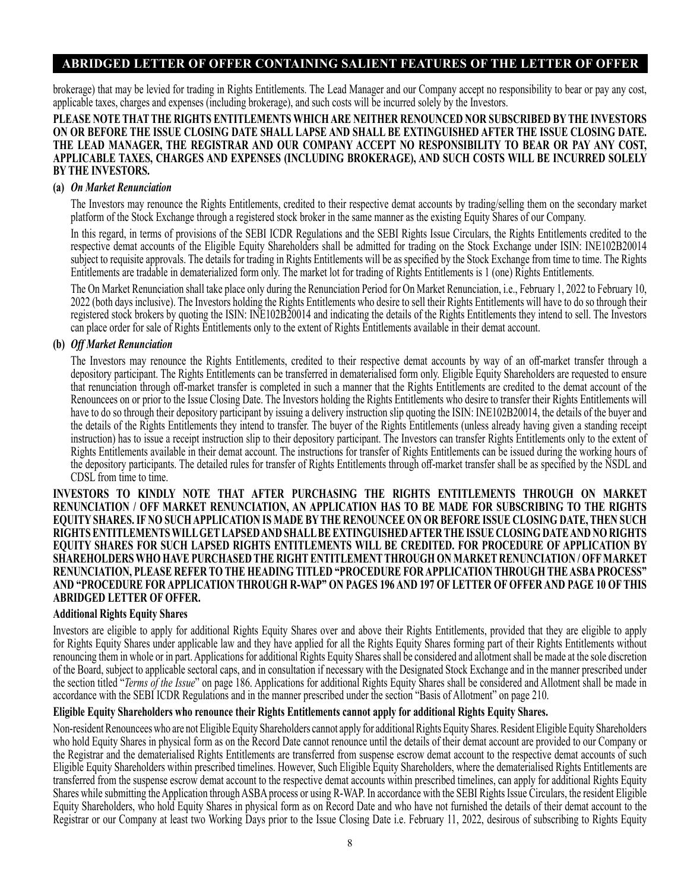brokerage) that may be levied for trading in Rights Entitlements. The Lead Manager and our Company accept no responsibility to bear or pay any cost, applicable taxes, charges and expenses (including brokerage), and such costs will be incurred solely by the Investors.

**PLEASE NOTE THAT THE RIGHTS ENTITLEMENTS WHICH ARE NEITHER RENOUNCED NOR SUBSCRIBED BY THE INVESTORS ON OR BEFORE THE ISSUE CLOSING DATE SHALL LAPSE AND SHALL BE EXTINGUISHED AFTER THE ISSUE CLOSING DATE. THE LEAD MANAGER, THE REGISTRAR AND OUR COMPANY ACCEPT NO RESPONSIBILITY TO BEAR OR PAY ANY COST, APPLICABLE TAXES, CHARGES AND EXPENSES (INCLUDING BROKERAGE), AND SUCH COSTS WILL BE INCURRED SOLELY BY THE INVESTORS.**

**(a)** ***On Market Renunciation***

The Investors may renounce the Rights Entitlements, credited to their respective demat accounts by trading/selling them on the secondary market platform of the Stock Exchange through a registered stock broker in the same manner as the existing Equity Shares of our Company.

In this regard, in terms of provisions of the SEBI ICDR Regulations and the SEBI Rights Issue Circulars, the Rights Entitlements credited to the respective demat accounts of the Eligible Equity Shareholders shall be admitted for trading on the Stock Exchange under ISIN: INE102B20014 subject to requisite approvals. The details for trading in Rights Entitlements will be as specified by the Stock Exchange from time to time. The Rights Entitlements are tradable in dematerialized form only. The market lot for trading of Rights Entitlements is 1 (one) Rights Entitlements.

The On Market Renunciation shall take place only during the Renunciation Period for On Market Renunciation, i.e., February 1, 2022 to February 10, 2022 (both days inclusive). The Investors holding the Rights Entitlements who desire to sell their Rights Entitlements will have to do so through their registered stock brokers by quoting the ISIN: INE102B20014 and indicating the details of the Rights Entitlements they intend to sell. The Investors can place order for sale of Rights Entitlements only to the extent of Rights Entitlements available in their demat account.

**(b)** ***Off Market Renunciation***

The Investors may renounce the Rights Entitlements, credited to their respective demat accounts by way of an off-market transfer through a depository participant. The Rights Entitlements can be transferred in dematerialised form only. Eligible Equity Shareholders are requested to ensure that renunciation through off-market transfer is completed in such a manner that the Rights Entitlements are credited to the demat account of the Renouncees on or prior to the Issue Closing Date. The Investors holding the Rights Entitlements who desire to transfer their Rights Entitlements will have to do so through their depository participant by issuing a delivery instruction slip quoting the ISIN: INE102B20014, the details of the buyer and the details of the Rights Entitlements they intend to transfer. The buyer of the Rights Entitlements (unless already having given a standing receipt instruction) has to issue a receipt instruction slip to their depository participant. The Investors can transfer Rights Entitlements only to the extent of Rights Entitlements available in their demat account. The instructions for transfer of Rights Entitlements can be issued during the working hours of the depository participants. The detailed rules for transfer of Rights Entitlements through off-market transfer shall be as specified by the NSDL and CDSL from time to time.

**INVESTORS TO KINDLY NOTE THAT AFTER PURCHASING THE RIGHTS ENTITLEMENTS THROUGH ON MARKET RENUNCIATION / OFF MARKET RENUNCIATION, AN APPLICATION HAS TO BE MADE FOR SUBSCRIBING TO THE RIGHTS EQUITY SHARES. IF NO SUCH APPLICATION IS MADE BY THE RENOUNCEE ON OR BEFORE ISSUE CLOSING DATE, THEN SUCH RIGHTS ENTITLEMENTS WILL GET LAPSED AND SHALL BE EXTINGUISHED AFTER THE ISSUE CLOSING DATE AND NO RIGHTS EQUITY SHARES FOR SUCH LAPSED RIGHTS ENTITLEMENTS WILL BE CREDITED. FOR PROCEDURE OF APPLICATION BY SHAREHOLDERS WHO HAVE PURCHASED THE RIGHT ENTITLEMENT THROUGH ON MARKET RENUNCIATION / OFF MARKET RENUNCIATION, PLEASE REFER TO THE HEADING TITLED "PROCEDURE FOR APPLICATION THROUGH THE ASBA PROCESS" AND "PROCEDURE FOR APPLICATION THROUGH R-WAP" ON PAGES 196 AND 197 OF LETTER OF OFFER AND PAGE 10 OF THIS ABRIDGED LETTER OF OFFER.**

**Additional Rights Equity Shares**

Investors are eligible to apply for additional Rights Equity Shares over and above their Rights Entitlements, provided that they are eligible to apply for Rights Equity Shares under applicable law and they have applied for all the Rights Equity Shares forming part of their Rights Entitlements without renouncing them in whole or in part. Applications for additional Rights Equity Shares shall be considered and allotment shall be made at the sole discretion of the Board, subject to applicable sectoral caps, and in consultation if necessary with the Designated Stock Exchange and in the manner prescribed under the section titled "*Terms of the Issue*" on page 186. Applications for additional Rights Equity Shares shall be considered and Allotment shall be made in accordance with the SEBI ICDR Regulations and in the manner prescribed under the section "Basis of Allotment" on page 210.

**Eligible Equity Shareholders who renounce their Rights Entitlements cannot apply for additional Rights Equity Shares.**

Non-resident Renouncees who are not Eligible Equity Shareholders cannot apply for additional Rights Equity Shares. Resident Eligible Equity Shareholders who hold Equity Shares in physical form as on the Record Date cannot renounce until the details of their demat account are provided to our Company or the Registrar and the dematerialised Rights Entitlements are transferred from suspense escrow demat account to the respective demat accounts of such Eligible Equity Shareholders within prescribed timelines. However, Such Eligible Equity Shareholders, where the dematerialised Rights Entitlements are transferred from the suspense escrow demat account to the respective demat accounts within prescribed timelines, can apply for additional Rights Equity Shares while submitting the Application through ASBA process or using R-WAP. In accordance with the SEBI Rights Issue Circulars, the resident Eligible Equity Shareholders, who hold Equity Shares in physical form as on Record Date and who have not furnished the details of their demat account to the Registrar or our Company at least two Working Days prior to the Issue Closing Date i.e. February 11, 2022, desirous of subscribing to Rights Equity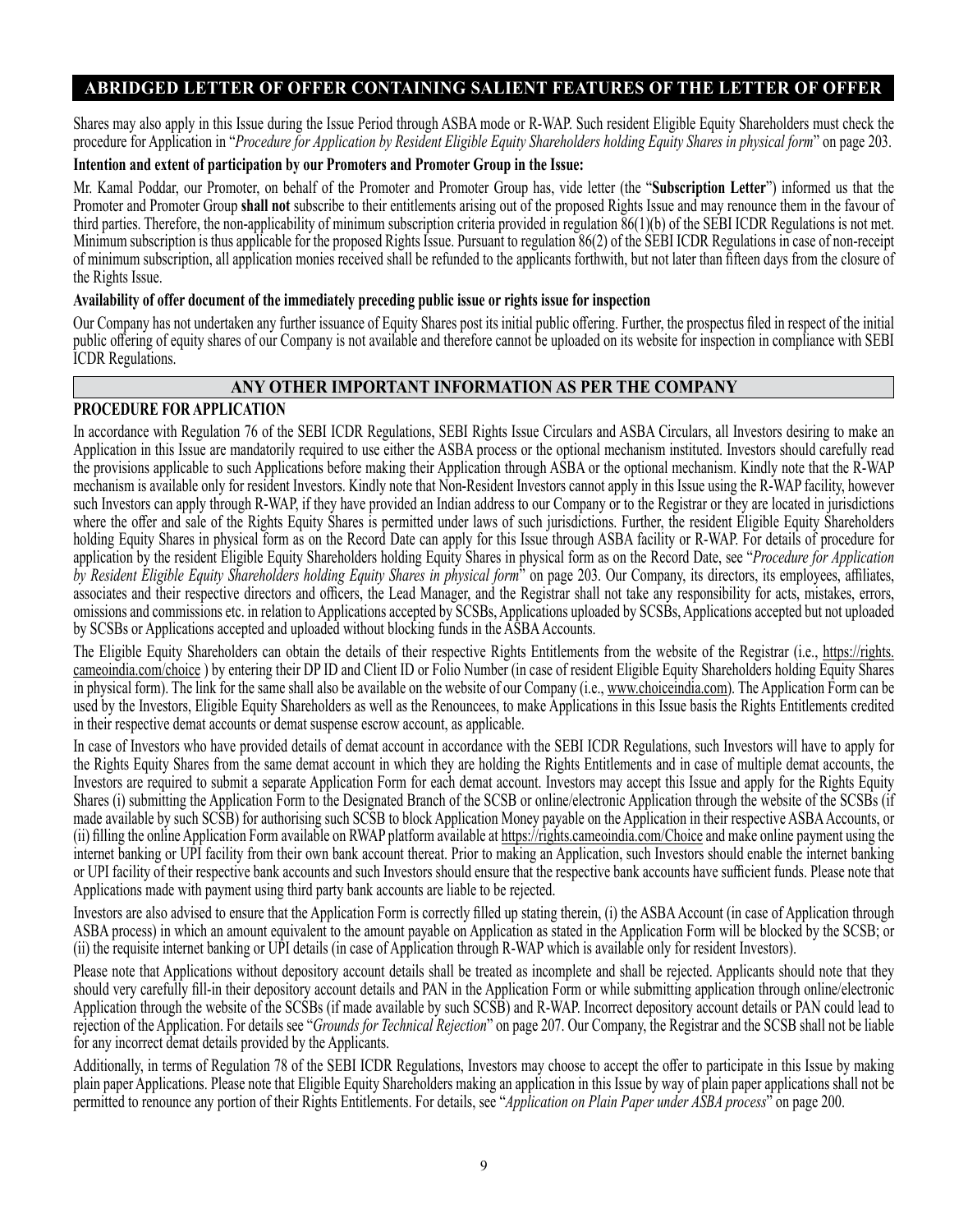## ABRIDGED LETTER OF OFFER CONTAINING SALIENT FEATURES OF THE LETTER OF OFFER

Shares may also apply in this Issue during the Issue Period through ASBA mode or R-WAP. Such resident Eligible Equity Shareholders must check the procedure for Application in "*Procedure for Application by Resident Eligible Equity Shareholders holding Equity Shares in physical form*" on page 203.

**Intention and extent of participation by our Promoters and Promoter Group in the Issue:**

Mr. Kamal Poddar, our Promoter, on behalf of the Promoter and Promoter Group has, vide letter (the "**Subscription Letter**") informed us that the Promoter and Promoter Group **shall not** subscribe to their entitlements arising out of the proposed Rights Issue and may renounce them in the favour of third parties. Therefore, the non-applicability of minimum subscription criteria provided in regulation 86(1)(b) of the SEBI ICDR Regulations is not met. Minimum subscription is thus applicable for the proposed Rights Issue. Pursuant to regulation 86(2) of the SEBI ICDR Regulations in case of non-receipt of minimum subscription, all application monies received shall be refunded to the applicants forthwith, but not later than fifteen days from the closure of the Rights Issue.

**Availability of offer document of the immediately preceding public issue or rights issue for inspection**

Our Company has not undertaken any further issuance of Equity Shares post its initial public offering. Further, the prospectus filed in respect of the initial public offering of equity shares of our Company is not available and therefore cannot be uploaded on its website for inspection in compliance with SEBI ICDR Regulations.

## ANY OTHER IMPORTANT INFORMATION AS PER THE COMPANY

**PROCEDURE FOR APPLICATION**

In accordance with Regulation 76 of the SEBI ICDR Regulations, SEBI Rights Issue Circulars and ASBA Circulars, all Investors desiring to make an Application in this Issue are mandatorily required to use either the ASBA process or the optional mechanism instituted. Investors should carefully read the provisions applicable to such Applications before making their Application through ASBA or the optional mechanism. Kindly note that the R-WAP mechanism is available only for resident Investors. Kindly note that Non-Resident Investors cannot apply in this Issue using the R-WAP facility, however such Investors can apply through R-WAP, if they have provided an Indian address to our Company or to the Registrar or they are located in jurisdictions where the offer and sale of the Rights Equity Shares is permitted under laws of such jurisdictions. Further, the resident Eligible Equity Shareholders holding Equity Shares in physical form as on the Record Date can apply for this Issue through ASBA facility or R-WAP. For details of procedure for application by the resident Eligible Equity Shareholders holding Equity Shares in physical form as on the Record Date, see "*Procedure for Application by Resident Eligible Equity Shareholders holding Equity Shares in physical form*" on page 203. Our Company, its directors, its employees, affiliates, associates and their respective directors and officers, the Lead Manager, and the Registrar shall not take any responsibility for acts, mistakes, errors, omissions and commissions etc. in relation to Applications accepted by SCSBs, Applications uploaded by SCSBs, Applications accepted but not uploaded by SCSBs or Applications accepted and uploaded without blocking funds in the ASBA Accounts.

The Eligible Equity Shareholders can obtain the details of their respective Rights Entitlements from the website of the Registrar (i.e., https://rights.cameoindia.com/choice ) by entering their DP ID and Client ID or Folio Number (in case of resident Eligible Equity Shareholders holding Equity Shares in physical form). The link for the same shall also be available on the website of our Company (i.e., www.choiceindia.com). The Application Form can be used by the Investors, Eligible Equity Shareholders as well as the Renouncees, to make Applications in this Issue basis the Rights Entitlements credited in their respective demat accounts or demat suspense escrow account, as applicable.

In case of Investors who have provided details of demat account in accordance with the SEBI ICDR Regulations, such Investors will have to apply for the Rights Equity Shares from the same demat account in which they are holding the Rights Entitlements and in case of multiple demat accounts, the Investors are required to submit a separate Application Form for each demat account. Investors may accept this Issue and apply for the Rights Equity Shares (i) submitting the Application Form to the Designated Branch of the SCSB or online/electronic Application through the website of the SCSBs (if made available by such SCSB) for authorising such SCSB to block Application Money payable on the Application in their respective ASBA Accounts, or (ii) filling the online Application Form available on RWAP platform available at https://rights.cameoindia.com/Choice and make online payment using the internet banking or UPI facility from their own bank account thereat. Prior to making an Application, such Investors should enable the internet banking or UPI facility of their respective bank accounts and such Investors should ensure that the respective bank accounts have sufficient funds. Please note that Applications made with payment using third party bank accounts are liable to be rejected.

Investors are also advised to ensure that the Application Form is correctly filled up stating therein, (i) the ASBA Account (in case of Application through ASBA process) in which an amount equivalent to the amount payable on Application as stated in the Application Form will be blocked by the SCSB; or (ii) the requisite internet banking or UPI details (in case of Application through R-WAP which is available only for resident Investors).

Please note that Applications without depository account details shall be treated as incomplete and shall be rejected. Applicants should note that they should very carefully fill-in their depository account details and PAN in the Application Form or while submitting application through online/electronic Application through the website of the SCSBs (if made available by such SCSB) and R-WAP. Incorrect depository account details or PAN could lead to rejection of the Application. For details see "*Grounds for Technical Rejection*" on page 207. Our Company, the Registrar and the SCSB shall not be liable for any incorrect demat details provided by the Applicants.

Additionally, in terms of Regulation 78 of the SEBI ICDR Regulations, Investors may choose to accept the offer to participate in this Issue by making plain paper Applications. Please note that Eligible Equity Shareholders making an application in this Issue by way of plain paper applications shall not be permitted to renounce any portion of their Rights Entitlements. For details, see "*Application on Plain Paper under ASBA process*" on page 200.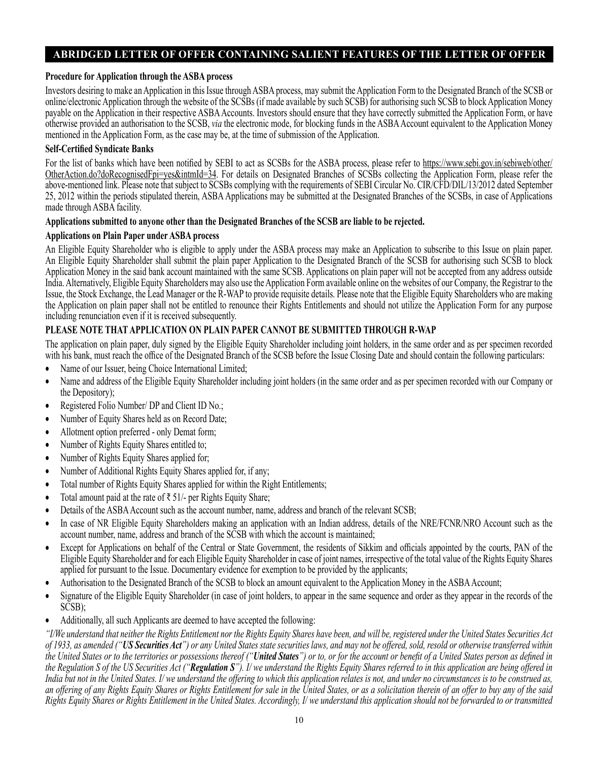## ABRIDGED LETTER OF OFFER CONTAINING SALIENT FEATURES OF THE LETTER OF OFFER

**Procedure for Application through the ASBA process**

Investors desiring to make an Application in this Issue through ASBA process, may submit the Application Form to the Designated Branch of the SCSB or online/electronic Application through the website of the SCSBs (if made available by such SCSB) for authorising such SCSB to block Application Money payable on the Application in their respective ASBA Accounts. Investors should ensure that they have correctly submitted the Application Form, or have otherwise provided an authorisation to the SCSB, *via* the electronic mode, for blocking funds in the ASBA Account equivalent to the Application Money mentioned in the Application Form, as the case may be, at the time of submission of the Application.

**Self-Certified Syndicate Banks**

For the list of banks which have been notified by SEBI to act as SCSBs for the ASBA process, please refer to https://www.sebi.gov.in/sebiweb/other/OtherAction.do?doRecognisedFpi=yes&intmId=34. For details on Designated Branches of SCSBs collecting the Application Form, please refer the above-mentioned link. Please note that subject to SCSBs complying with the requirements of SEBI Circular No. CIR/CFD/DIL/13/2012 dated September 25, 2012 within the periods stipulated therein, ASBA Applications may be submitted at the Designated Branches of the SCSBs, in case of Applications made through ASBA facility.

**Applications submitted to anyone other than the Designated Branches of the SCSB are liable to be rejected.**

**Applications on Plain Paper under ASBA process**

An Eligible Equity Shareholder who is eligible to apply under the ASBA process may make an Application to subscribe to this Issue on plain paper. An Eligible Equity Shareholder shall submit the plain paper Application to the Designated Branch of the SCSB for authorising such SCSB to block Application Money in the said bank account maintained with the same SCSB. Applications on plain paper will not be accepted from any address outside India. Alternatively, Eligible Equity Shareholders may also use the Application Form available online on the websites of our Company, the Registrar to the Issue, the Stock Exchange, the Lead Manager or the R-WAP to provide requisite details. Please note that the Eligible Equity Shareholders who are making the Application on plain paper shall not be entitled to renounce their Rights Entitlements and should not utilize the Application Form for any purpose including renunciation even if it is received subsequently.

**PLEASE NOTE THAT APPLICATION ON PLAIN PAPER CANNOT BE SUBMITTED THROUGH R-WAP**

The application on plain paper, duly signed by the Eligible Equity Shareholder including joint holders, in the same order and as per specimen recorded with his bank, must reach the office of the Designated Branch of the SCSB before the Issue Closing Date and should contain the following particulars:

- Name of our Issuer, being Choice International Limited;
- Name and address of the Eligible Equity Shareholder including joint holders (in the same order and as per specimen recorded with our Company or the Depository);
- Registered Folio Number/ DP and Client ID No.;
- Number of Equity Shares held as on Record Date;
- Allotment option preferred - only Demat form;
- Number of Rights Equity Shares entitled to;
- Number of Rights Equity Shares applied for;
- Number of Additional Rights Equity Shares applied for, if any;
- Total number of Rights Equity Shares applied for within the Right Entitlements;
- Total amount paid at the rate of ₹ 51/- per Rights Equity Share;
- Details of the ASBA Account such as the account number, name, address and branch of the relevant SCSB;
- In case of NR Eligible Equity Shareholders making an application with an Indian address, details of the NRE/FCNR/NRO Account such as the account number, name, address and branch of the SCSB with which the account is maintained;
- Except for Applications on behalf of the Central or State Government, the residents of Sikkim and officials appointed by the courts, PAN of the Eligible Equity Shareholder and for each Eligible Equity Shareholder in case of joint names, irrespective of the total value of the Rights Equity Shares applied for pursuant to the Issue. Documentary evidence for exemption to be provided by the applicants;
- Authorisation to the Designated Branch of the SCSB to block an amount equivalent to the Application Money in the ASBA Account;
- Signature of the Eligible Equity Shareholder (in case of joint holders, to appear in the same sequence and order as they appear in the records of the SCSB);
- Additionally, all such Applicants are deemed to have accepted the following:

*"I/We understand that neither the Rights Entitlement nor the Rights Equity Shares have been, and will be, registered under the United States Securities Act of 1933, as amended ("**US Securities Act**") or any United States state securities laws, and may not be offered, sold, resold or otherwise transferred within the United States or to the territories or possessions thereof ("**United States**") or to, or for the account or benefit of a United States person as defined in the Regulation S of the US Securities Act ("**Regulation S**"). I/ we understand the Rights Equity Shares referred to in this application are being offered in India but not in the United States. I/ we understand the offering to which this application relates is not, and under no circumstances is to be construed as, an offering of any Rights Equity Shares or Rights Entitlement for sale in the United States, or as a solicitation therein of an offer to buy any of the said Rights Equity Shares or Rights Entitlement in the United States. Accordingly, I/ we understand this application should not be forwarded to or transmitted*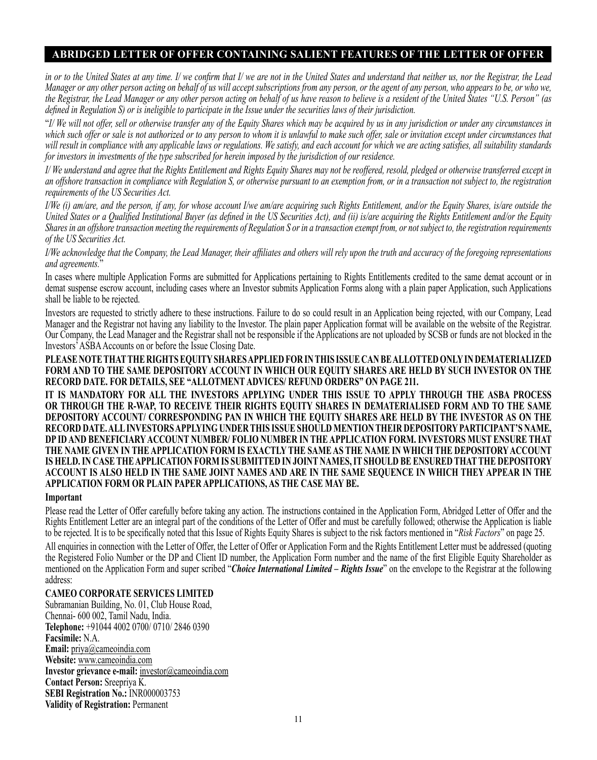in or to the United States at any time. I/ we confirm that I/ we are not in the United States and understand that neither us, nor the Registrar, the Lead Manager or any other person acting on behalf of us will accept subscriptions from any person, or the agent of any person, who appears to be, or who we, the Registrar, the Lead Manager or any other person acting on behalf of us have reason to believe is a resident of the United States "U.S. Person" (as defined in Regulation S) or is ineligible to participate in the Issue under the securities laws of their jurisdiction.

"*I/ We will not offer, sell or otherwise transfer any of the Equity Shares which may be acquired by us in any jurisdiction or under any circumstances in which such offer or sale is not authorized or to any person to whom it is unlawful to make such offer, sale or invitation except under circumstances that will result in compliance with any applicable laws or regulations. We satisfy, and each account for which we are acting satisfies, all suitability standards for investors in investments of the type subscribed for herein imposed by the jurisdiction of our residence.*

*I/ We understand and agree that the Rights Entitlement and Rights Equity Shares may not be reoffered, resold, pledged or otherwise transferred except in an offshore transaction in compliance with Regulation S, or otherwise pursuant to an exemption from, or in a transaction not subject to, the registration requirements of the US Securities Act.*

*I/We (i) am/are, and the person, if any, for whose account I/we am/are acquiring such Rights Entitlement, and/or the Equity Shares, is/are outside the United States or a Qualified Institutional Buyer (as defined in the US Securities Act), and (ii) is/are acquiring the Rights Entitlement and/or the Equity Shares in an offshore transaction meeting the requirements of Regulation S or in a transaction exempt from, or not subject to, the registration requirements of the US Securities Act.*

*I/We acknowledge that the Company, the Lead Manager, their affiliates and others will rely upon the truth and accuracy of the foregoing representations and agreements.*"

In cases where multiple Application Forms are submitted for Applications pertaining to Rights Entitlements credited to the same demat account or in demat suspense escrow account, including cases where an Investor submits Application Forms along with a plain paper Application, such Applications shall be liable to be rejected.

Investors are requested to strictly adhere to these instructions. Failure to do so could result in an Application being rejected, with our Company, Lead Manager and the Registrar not having any liability to the Investor. The plain paper Application format will be available on the website of the Registrar. Our Company, the Lead Manager and the Registrar shall not be responsible if the Applications are not uploaded by SCSB or funds are not blocked in the Investors' ASBA Accounts on or before the Issue Closing Date.

**PLEASE NOTE THAT THE RIGHTS EQUITY SHARES APPLIED FOR IN THIS ISSUE CAN BE ALLOTTED ONLY IN DEMATERIALIZED FORM AND TO THE SAME DEPOSITORY ACCOUNT IN WHICH OUR EQUITY SHARES ARE HELD BY SUCH INVESTOR ON THE RECORD DATE. FOR DETAILS, SEE "ALLOTMENT ADVICES/ REFUND ORDERS" ON PAGE 211.**

**IT IS MANDATORY FOR ALL THE INVESTORS APPLYING UNDER THIS ISSUE TO APPLY THROUGH THE ASBA PROCESS OR THROUGH THE R-WAP, TO RECEIVE THEIR RIGHTS EQUITY SHARES IN DEMATERIALISED FORM AND TO THE SAME DEPOSITORY ACCOUNT/ CORRESPONDING PAN IN WHICH THE EQUITY SHARES ARE HELD BY THE INVESTOR AS ON THE RECORD DATE. ALL INVESTORS APPLYING UNDER THIS ISSUE SHOULD MENTION THEIR DEPOSITORY PARTICIPANT'S NAME, DP ID AND BENEFICIARY ACCOUNT NUMBER/ FOLIO NUMBER IN THE APPLICATION FORM. INVESTORS MUST ENSURE THAT THE NAME GIVEN IN THE APPLICATION FORM IS EXACTLY THE SAME AS THE NAME IN WHICH THE DEPOSITORY ACCOUNT IS HELD. IN CASE THE APPLICATION FORM IS SUBMITTED IN JOINT NAMES, IT SHOULD BE ENSURED THAT THE DEPOSITORY ACCOUNT IS ALSO HELD IN THE SAME JOINT NAMES AND ARE IN THE SAME SEQUENCE IN WHICH THEY APPEAR IN THE APPLICATION FORM OR PLAIN PAPER APPLICATIONS, AS THE CASE MAY BE.**

**Important**

Please read the Letter of Offer carefully before taking any action. The instructions contained in the Application Form, Abridged Letter of Offer and the Rights Entitlement Letter are an integral part of the conditions of the Letter of Offer and must be carefully followed; otherwise the Application is liable to be rejected. It is to be specifically noted that this Issue of Rights Equity Shares is subject to the risk factors mentioned in "*Risk Factors*" on page 25.

All enquiries in connection with the Letter of Offer, the Letter of Offer or Application Form and the Rights Entitlement Letter must be addressed (quoting the Registered Folio Number or the DP and Client ID number, the Application Form number and the name of the first Eligible Equity Shareholder as mentioned on the Application Form and super scribed "***Choice International Limited – Rights Issue***" on the envelope to the Registrar at the following address:

**CAMEO CORPORATE SERVICES LIMITED**
Subramanian Building, No. 01, Club House Road,
Chennai- 600 002, Tamil Nadu, India.
**Telephone:** +91044 4002 0700/ 0710/ 2846 0390
**Facsimile:** N.A.
**Email:** priya@cameoindia.com
**Website:** www.cameoindia.com
**Investor grievance e-mail:** investor@cameoindia.com
**Contact Person:** Sreepriya K.
**SEBI Registration No.:** INR000003753
**Validity of Registration:** Permanent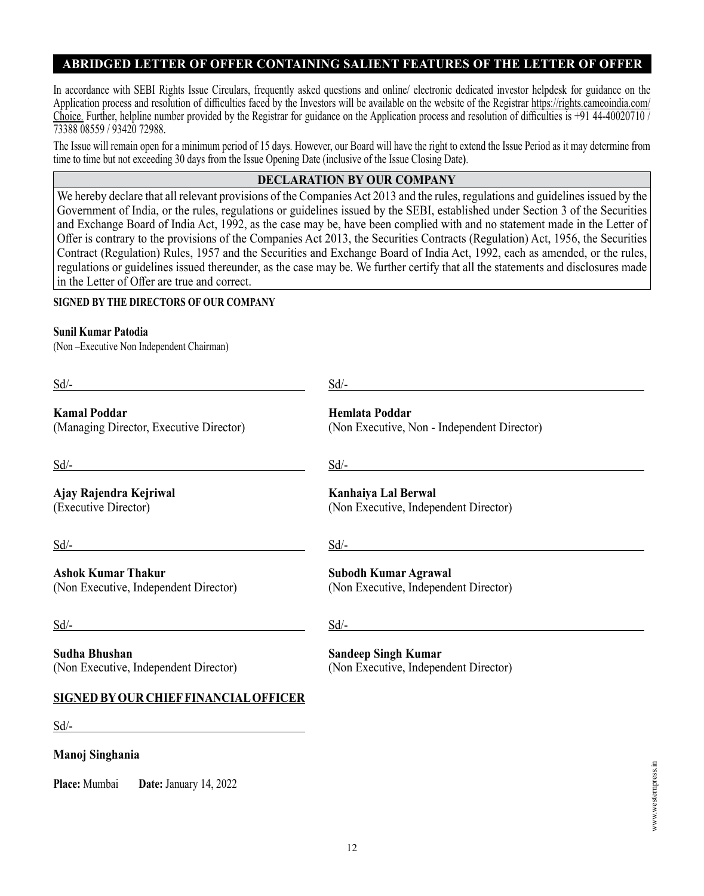## ABRIDGED LETTER OF OFFER CONTAINING SALIENT FEATURES OF THE LETTER OF OFFER

In accordance with SEBI Rights Issue Circulars, frequently asked questions and online/ electronic dedicated investor helpdesk for guidance on the Application process and resolution of difficulties faced by the Investors will be available on the website of the Registrar https://rights.cameoindia.com/Choice. Further, helpline number provided by the Registrar for guidance on the Application process and resolution of difficulties is +91 44-40020710 / 73388 08559 / 93420 72988.

The Issue will remain open for a minimum period of 15 days. However, our Board will have the right to extend the Issue Period as it may determine from time to time but not exceeding 30 days from the Issue Opening Date (inclusive of the Issue Closing Date).

### DECLARATION BY OUR COMPANY

We hereby declare that all relevant provisions of the Companies Act 2013 and the rules, regulations and guidelines issued by the Government of India, or the rules, regulations or guidelines issued by the SEBI, established under Section 3 of the Securities and Exchange Board of India Act, 1992, as the case may be, have been complied with and no statement made in the Letter of Offer is contrary to the provisions of the Companies Act 2013, the Securities Contracts (Regulation) Act, 1956, the Securities Contract (Regulation) Rules, 1957 and the Securities and Exchange Board of India Act, 1992, each as amended, or the rules, regulations or guidelines issued thereunder, as the case may be. We further certify that all the statements and disclosures made in the Letter of Offer are true and correct.

**SIGNED BY THE DIRECTORS OF OUR COMPANY**

**Sunil Kumar Patodia**
(Non –Executive Non Independent Chairman)

Sd/-

**Kamal Poddar**
(Managing Director, Executive Director)

Sd/-

**Hemlata Poddar**
(Non Executive, Non - Independent Director)

Sd/-

**Ajay Rajendra Kejriwal**
(Executive Director)

Sd/-

**Kanhaiya Lal Berwal**
(Non Executive, Independent Director)

Sd/-

**Ashok Kumar Thakur**
(Non Executive, Independent Director)

Sd/-

**Subodh Kumar Agrawal**
(Non Executive, Independent Director)

Sd/-

**Sudha Bhushan**
(Non Executive, Independent Director)

Sd/-

**Sandeep Singh Kumar**
(Non Executive, Independent Director)

**SIGNED BY OUR CHIEF FINANCIAL OFFICER**

Sd/-

**Manoj Singhania**

**Place:** Mumbai **Date:** January 14, 2022